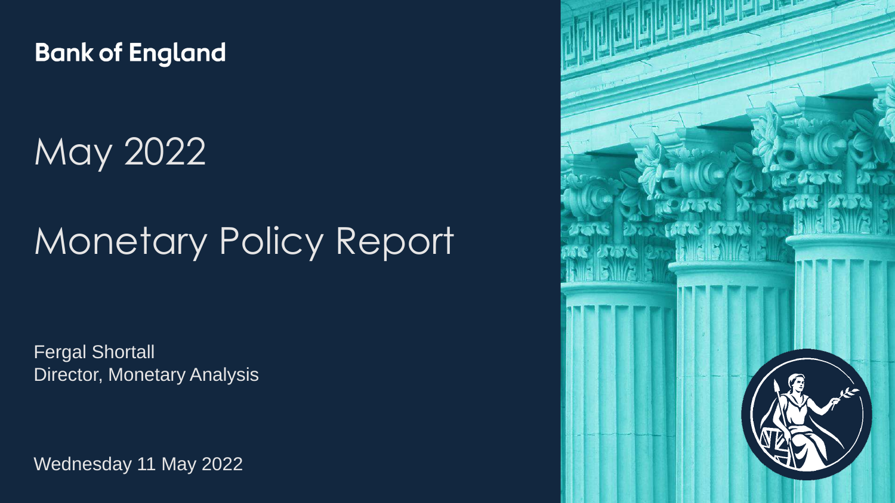Bank of England

# May 2022

# Monetary Policy Report

Fergal Shortall
Director, Monetary Analysis

Wednesday 11 May 2022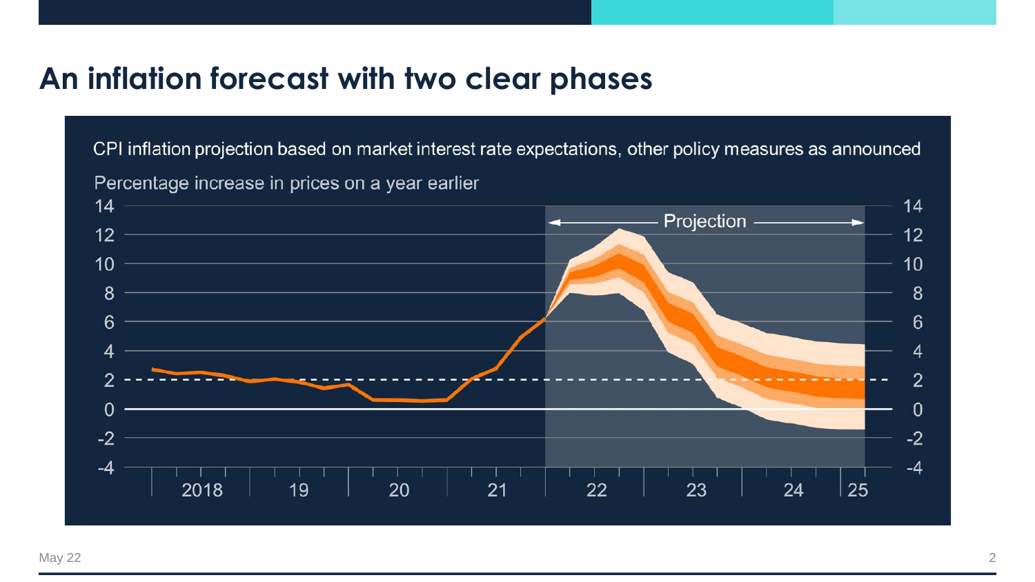# An inflation forecast with two clear phases

CPI inflation projection based on market interest rate expectations, other policy measures as announced

Percentage increase in prices on a year earlier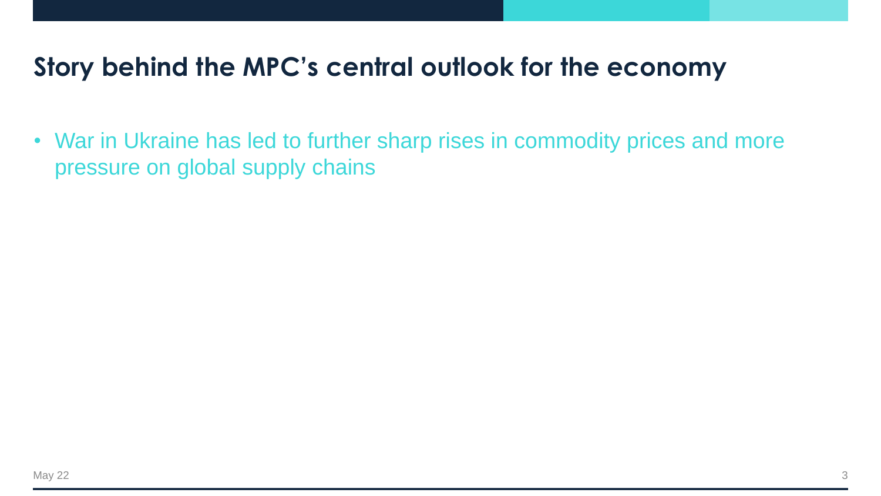# Story behind the MPC's central outlook for the economy

- War in Ukraine has led to further sharp rises in commodity prices and more pressure on global supply chains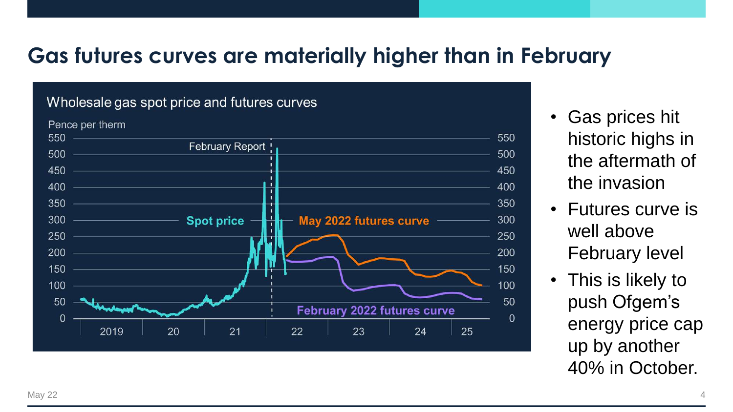# Gas futures curves are materially higher than in February

Wholesale gas spot price and futures curves

Pence per therm

- Gas prices hit historic highs in the aftermath of the invasion
- Futures curve is well above February level
- This is likely to push Ofgem's energy price cap up by another 40% in October.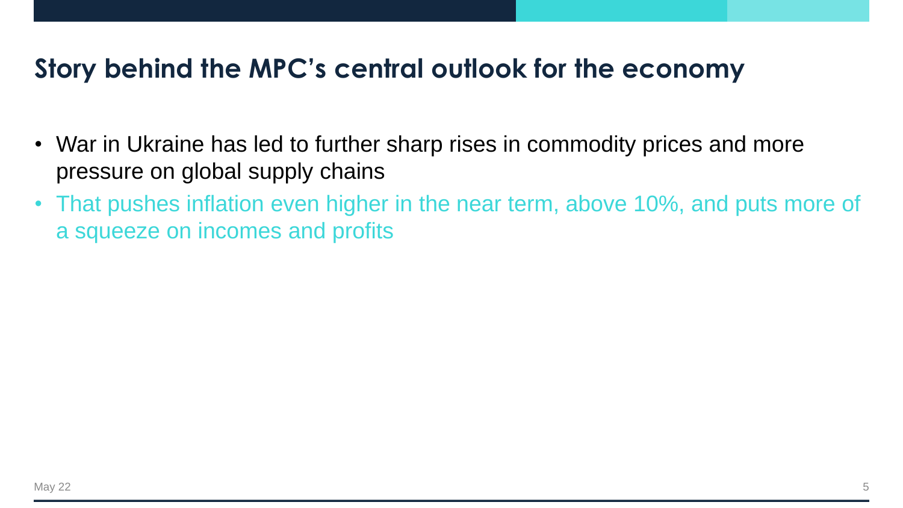## Story behind the MPC's central outlook for the economy

- War in Ukraine has led to further sharp rises in commodity prices and more pressure on global supply chains
- That pushes inflation even higher in the near term, above 10%, and puts more of a squeeze on incomes and profits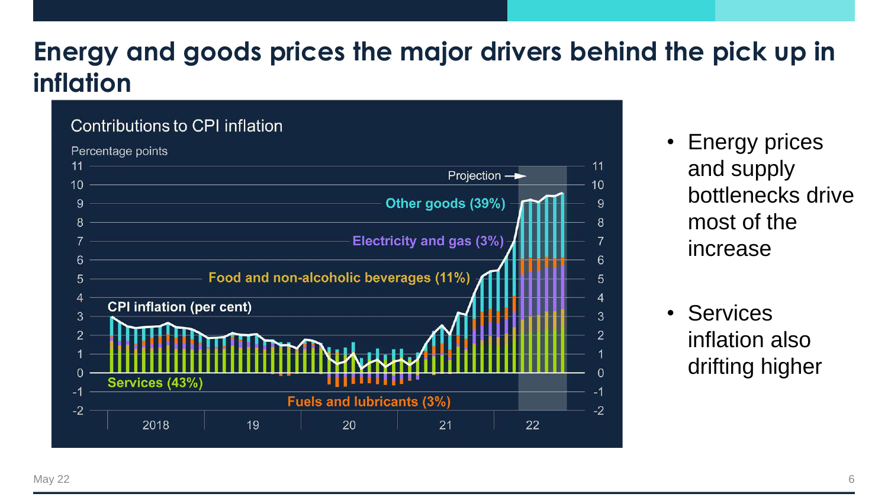# Energy and goods prices the major drivers behind the pick up in inflation

Contributions to CPI inflation

Percentage points

Projection

Other goods (39%)

Electricity and gas (3%)

Food and non-alcoholic beverages (11%)

CPI inflation (per cent)

Services (43%)

Fuels and lubricants (3%)

- Energy prices and supply bottlenecks drive most of the increase
- Services inflation also drifting higher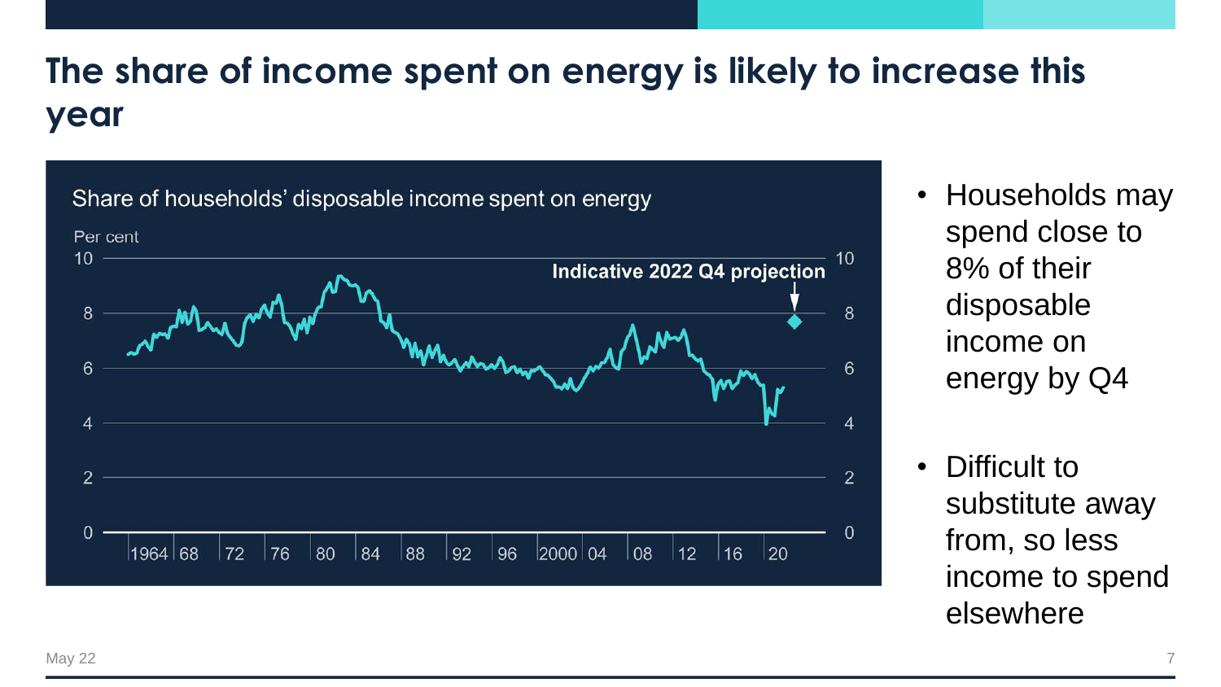# The share of income spent on energy is likely to increase this year

Share of households' disposable income spent on energy

Per cent

Indicative 2022 Q4 projection

- Households may spend close to 8% of their disposable income on energy by Q4
- Difficult to substitute away from, so less income to spend elsewhere

May 22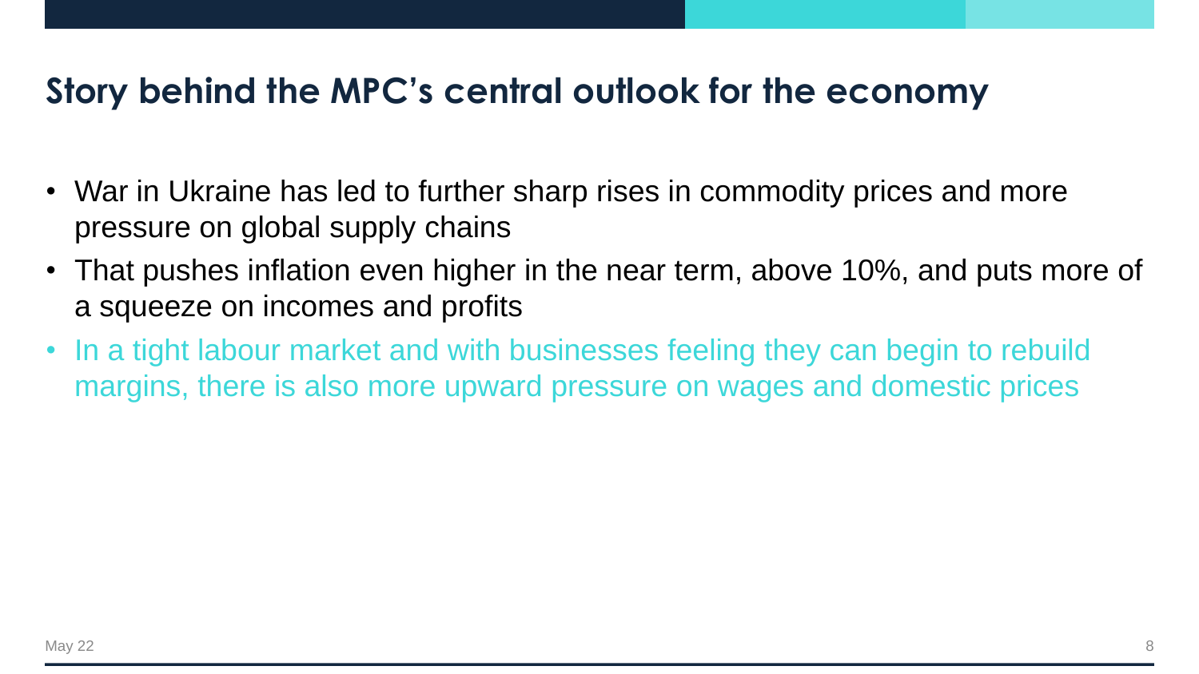## Story behind the MPC's central outlook for the economy

- War in Ukraine has led to further sharp rises in commodity prices and more pressure on global supply chains
- That pushes inflation even higher in the near term, above 10%, and puts more of a squeeze on incomes and profits
- In a tight labour market and with businesses feeling they can begin to rebuild margins, there is also more upward pressure on wages and domestic prices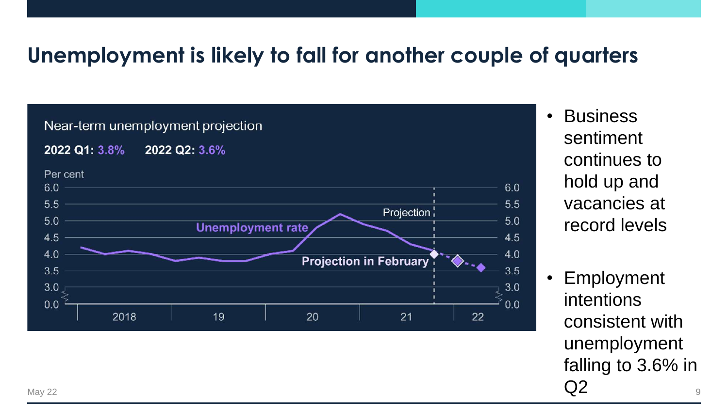# Unemployment is likely to fall for another couple of quarters

Near-term unemployment projection

**2022 Q1:** 3.8% **2022 Q2:** 3.6%

Per cent

Unemployment rate

Projection

Projection in February

- Business sentiment continues to hold up and vacancies at record levels
- Employment intentions consistent with unemployment falling to 3.6% in Q2

May 22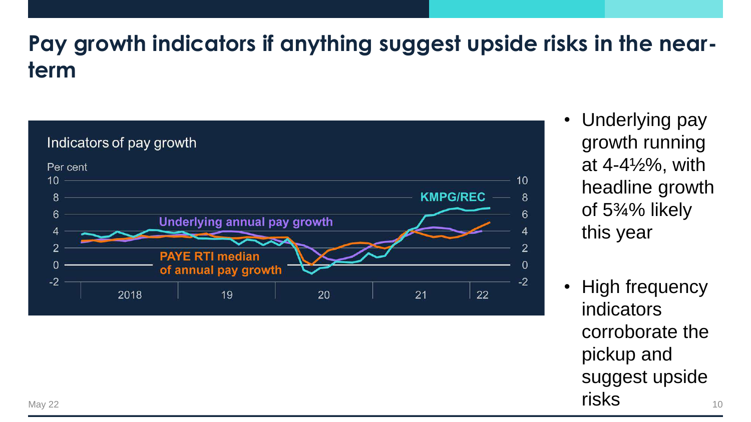# Pay growth indicators if anything suggest upside risks in the near-term

Indicators of pay growth

Per cent

KMPG/REC

Underlying annual pay growth

PAYE RTI median of annual pay growth

2018 | 19 | 20 | 21 | 22

- Underlying pay growth running at 4-4½%, with headline growth of 5¾% likely this year
- High frequency indicators corroborate the pickup and suggest upside risks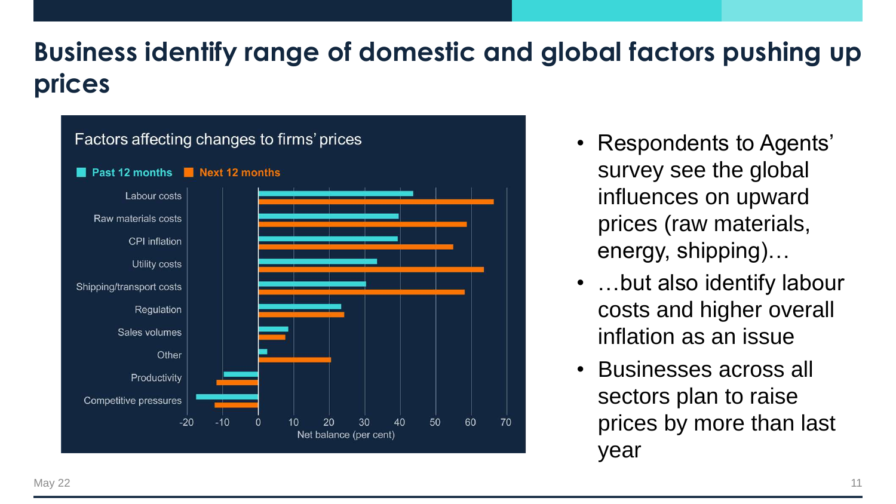# Business identify range of domestic and global factors pushing up prices

Factors affecting changes to firms' prices

Past 12 months | Next 12 months

Labour costs, Raw materials costs, CPI inflation, Utility costs, Shipping/transport costs, Regulation, Sales volumes, Other, Productivity, Competitive pressures

Net balance (per cent)

- Respondents to Agents' survey see the global influences on upward prices (raw materials, energy, shipping)…
- …but also identify labour costs and higher overall inflation as an issue
- Businesses across all sectors plan to raise prices by more than last year

May 22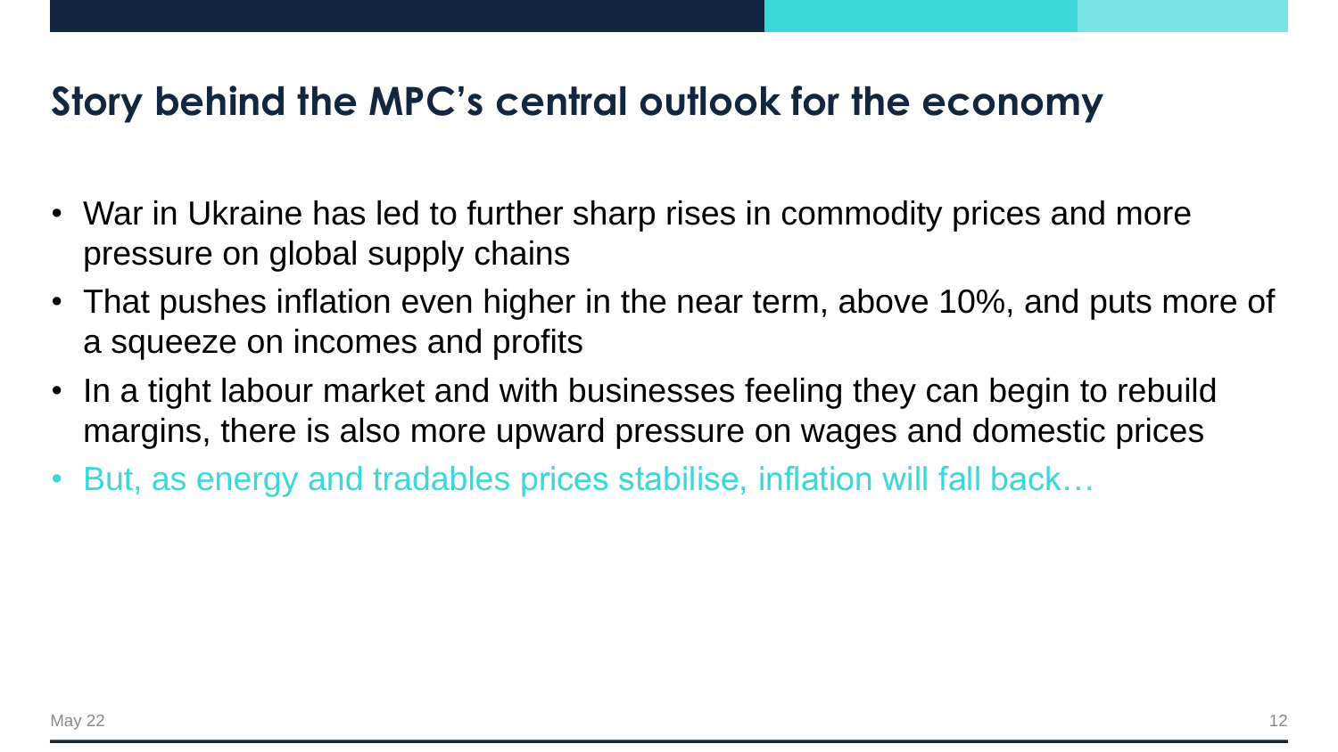# Story behind the MPC's central outlook for the economy

- War in Ukraine has led to further sharp rises in commodity prices and more pressure on global supply chains
- That pushes inflation even higher in the near term, above 10%, and puts more of a squeeze on incomes and profits
- In a tight labour market and with businesses feeling they can begin to rebuild margins, there is also more upward pressure on wages and domestic prices
- But, as energy and tradables prices stabilise, inflation will fall back…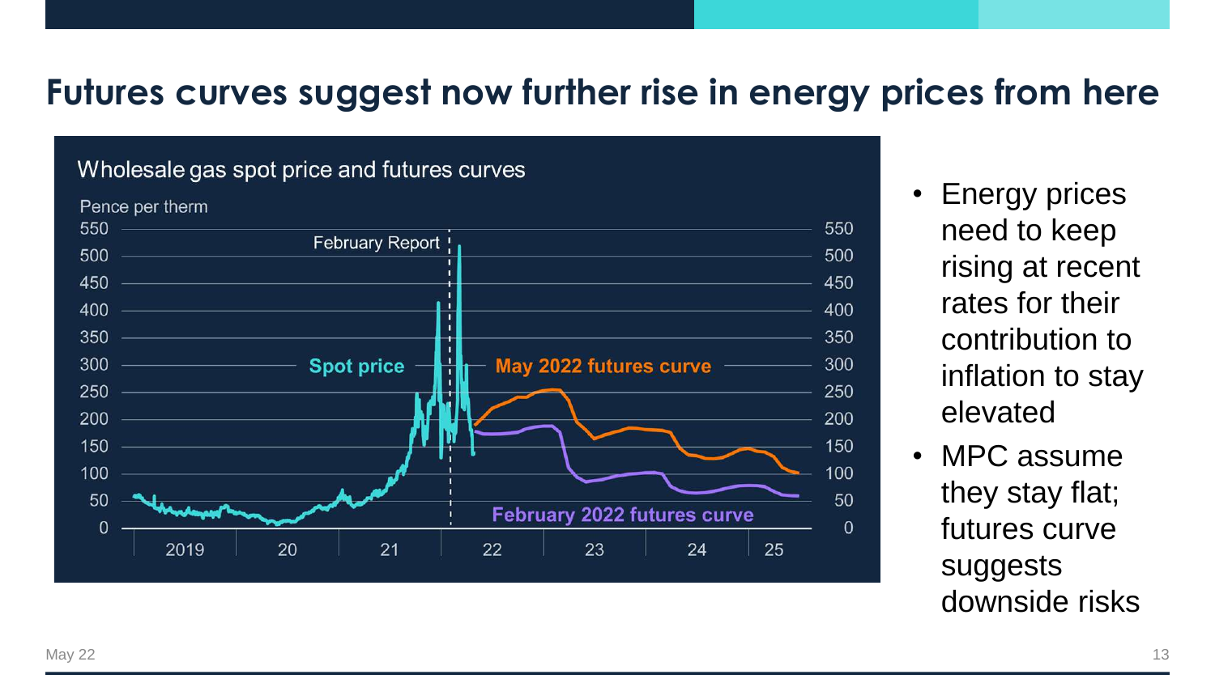# Futures curves suggest now further rise in energy prices from here

Wholesale gas spot price and futures curves

Pence per therm

- Energy prices need to keep rising at recent rates for their contribution to inflation to stay elevated
- MPC assume they stay flat; futures curve suggests downside risks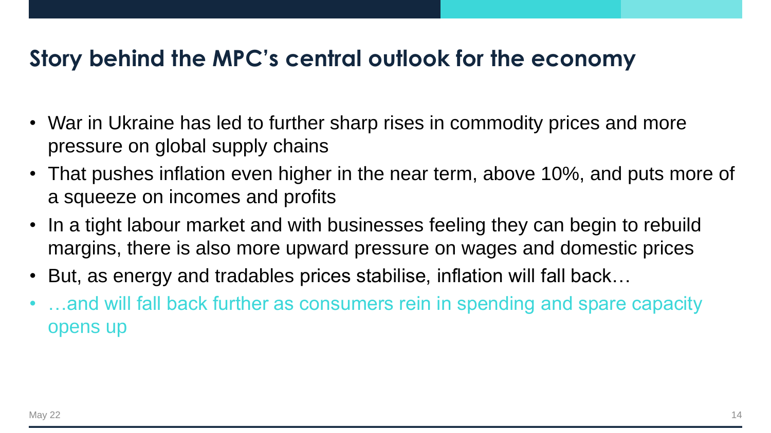## Story behind the MPC's central outlook for the economy

- War in Ukraine has led to further sharp rises in commodity prices and more pressure on global supply chains
- That pushes inflation even higher in the near term, above 10%, and puts more of a squeeze on incomes and profits
- In a tight labour market and with businesses feeling they can begin to rebuild margins, there is also more upward pressure on wages and domestic prices
- But, as energy and tradables prices stabilise, inflation will fall back…
- …and will fall back further as consumers rein in spending and spare capacity opens up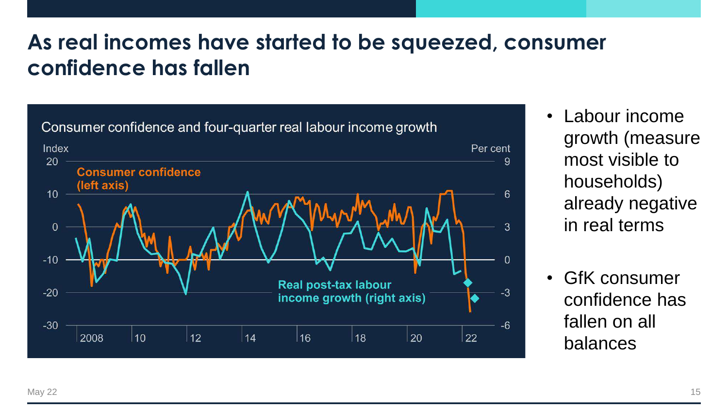# As real incomes have started to be squeezed, consumer confidence has fallen

Consumer confidence and four-quarter real labour income growth

- Labour income growth (measure most visible to households) already negative in real terms
- GfK consumer confidence has fallen on all balances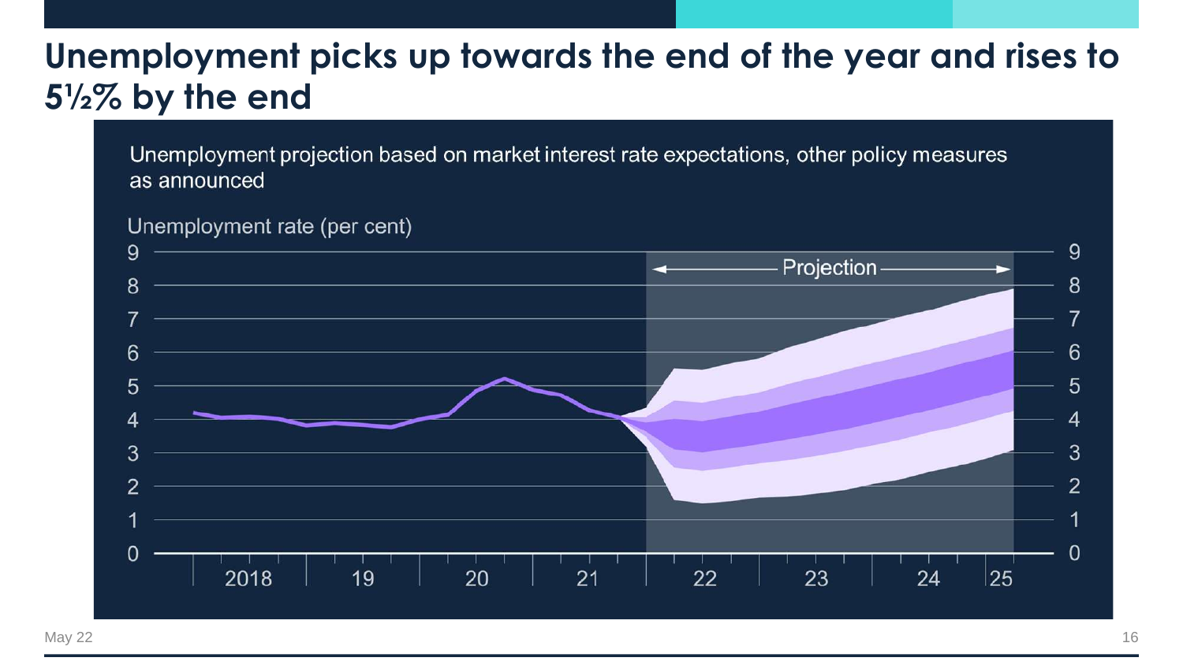# Unemployment picks up towards the end of the year and rises to 5½% by the end

Unemployment projection based on market interest rate expectations, other policy measures as announced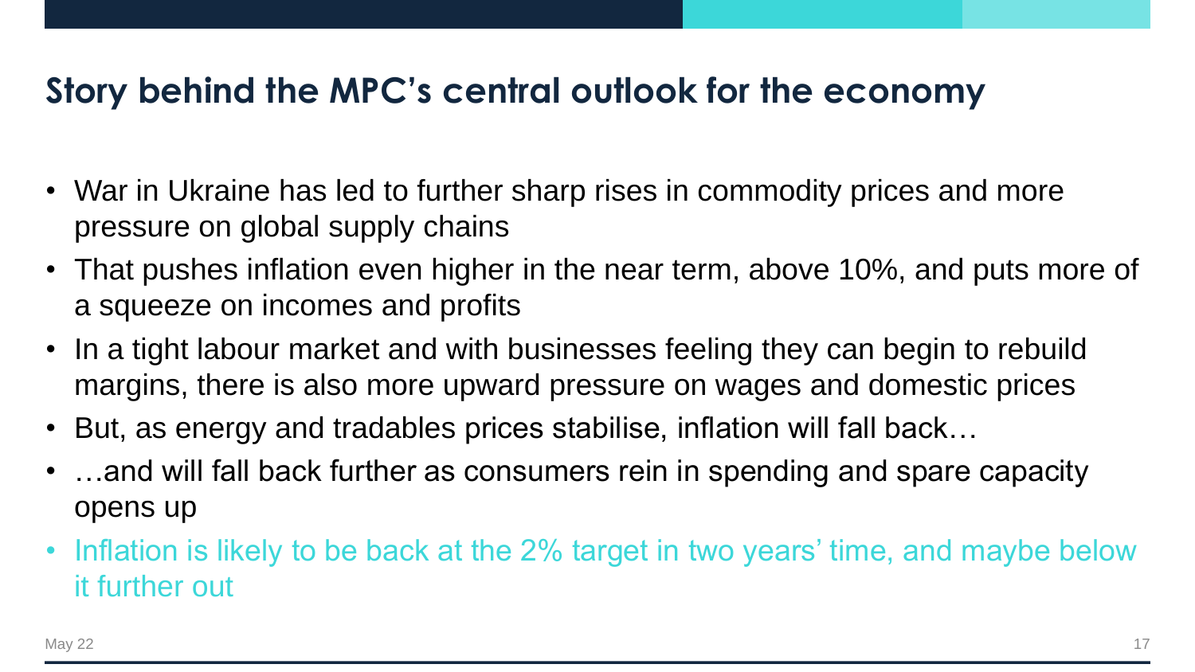## Story behind the MPC's central outlook for the economy

- War in Ukraine has led to further sharp rises in commodity prices and more pressure on global supply chains
- That pushes inflation even higher in the near term, above 10%, and puts more of a squeeze on incomes and profits
- In a tight labour market and with businesses feeling they can begin to rebuild margins, there is also more upward pressure on wages and domestic prices
- But, as energy and tradables prices stabilise, inflation will fall back…
- …and will fall back further as consumers rein in spending and spare capacity opens up
- Inflation is likely to be back at the 2% target in two years' time, and maybe below it further out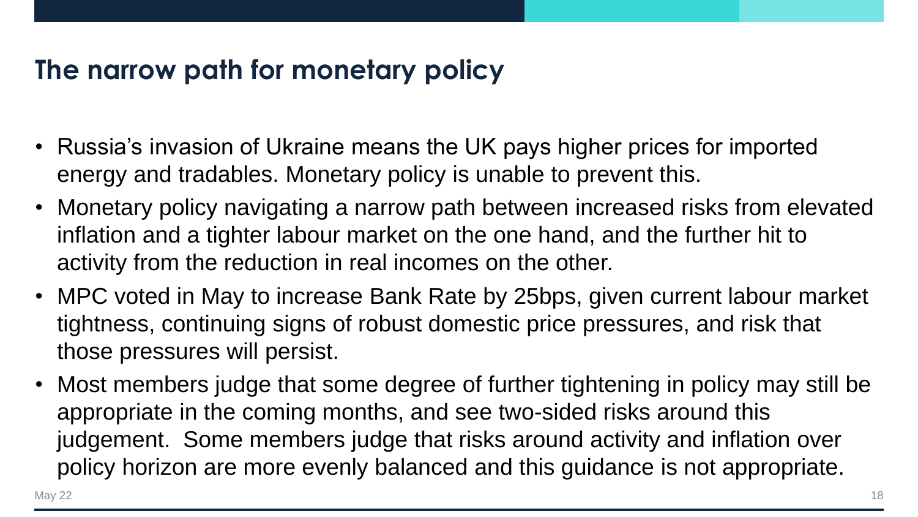## The narrow path for monetary policy

- Russia's invasion of Ukraine means the UK pays higher prices for imported energy and tradables. Monetary policy is unable to prevent this.
- Monetary policy navigating a narrow path between increased risks from elevated inflation and a tighter labour market on the one hand, and the further hit to activity from the reduction in real incomes on the other.
- MPC voted in May to increase Bank Rate by 25bps, given current labour market tightness, continuing signs of robust domestic price pressures, and risk that those pressures will persist.
- Most members judge that some degree of further tightening in policy may still be appropriate in the coming months, and see two-sided risks around this judgement. Some members judge that risks around activity and inflation over policy horizon are more evenly balanced and this guidance is not appropriate.